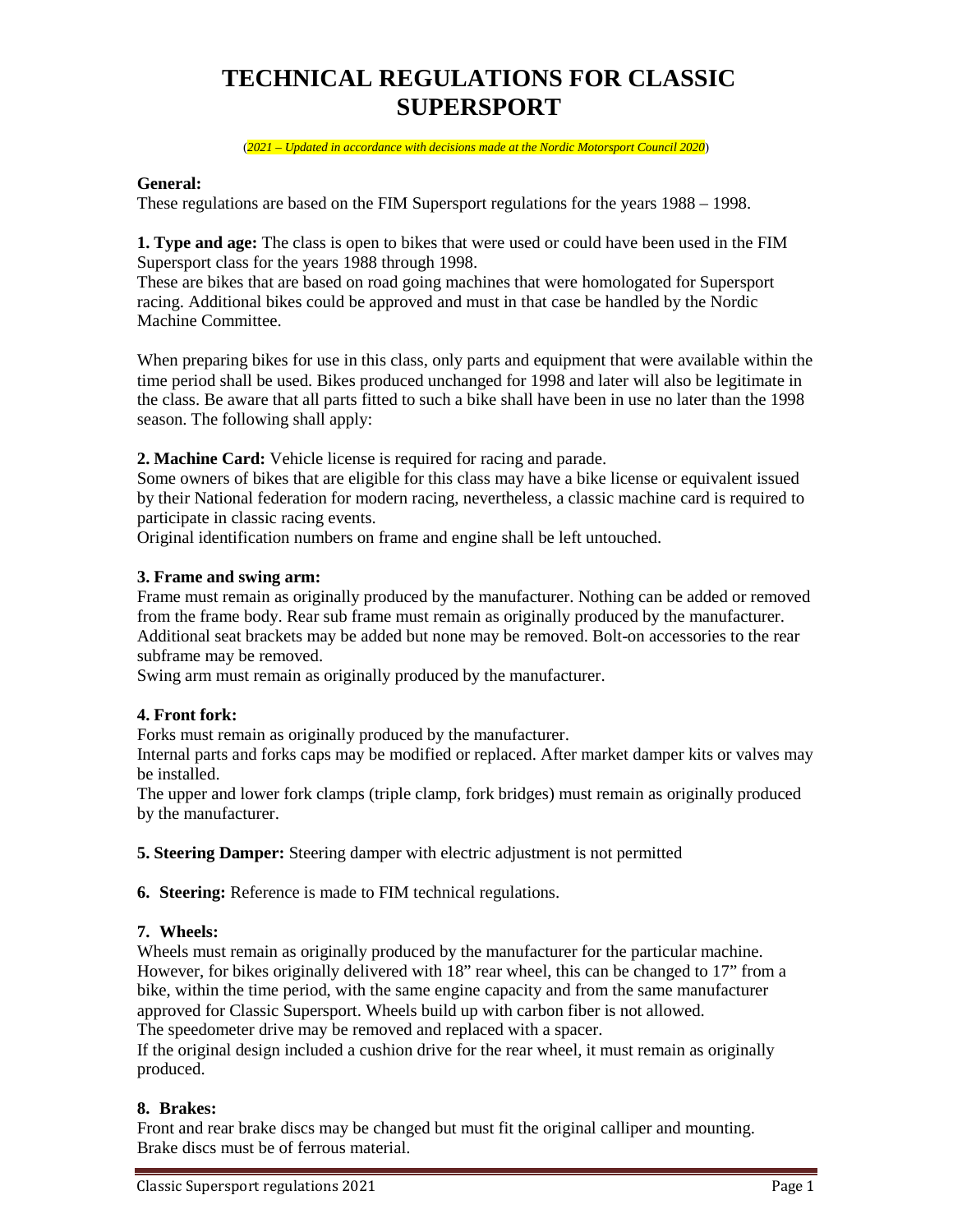# TECHNICAL REGULATIONS FOR CLASSIC SUPERSPORT

(*2021 – Updated in accordance with decisions made at the Nordic Motorsport Council 2020*)

**General:**
These regulations are based on the FIM Supersport regulations for the years 1988 – 1998.

**1. Type and age:** The class is open to bikes that were used or could have been used in the FIM Supersport class for the years 1988 through 1998.
These are bikes that are based on road going machines that were homologated for Supersport racing. Additional bikes could be approved and must in that case be handled by the Nordic Machine Committee.

When preparing bikes for use in this class, only parts and equipment that were available within the time period shall be used. Bikes produced unchanged for 1998 and later will also be legitimate in the class. Be aware that all parts fitted to such a bike shall have been in use no later than the 1998 season. The following shall apply:

**2. Machine Card:** Vehicle license is required for racing and parade.
Some owners of bikes that are eligible for this class may have a bike license or equivalent issued by their National federation for modern racing, nevertheless, a classic machine card is required to participate in classic racing events.
Original identification numbers on frame and engine shall be left untouched.

**3. Frame and swing arm:**
Frame must remain as originally produced by the manufacturer. Nothing can be added or removed from the frame body. Rear sub frame must remain as originally produced by the manufacturer. Additional seat brackets may be added but none may be removed. Bolt-on accessories to the rear subframe may be removed.
Swing arm must remain as originally produced by the manufacturer.

**4. Front fork:**
Forks must remain as originally produced by the manufacturer.
Internal parts and forks caps may be modified or replaced. After market damper kits or valves may be installed.
The upper and lower fork clamps (triple clamp, fork bridges) must remain as originally produced by the manufacturer.

**5. Steering Damper:** Steering damper with electric adjustment is not permitted

**6. Steering:** Reference is made to FIM technical regulations.

**7. Wheels:**
Wheels must remain as originally produced by the manufacturer for the particular machine. However, for bikes originally delivered with 18" rear wheel, this can be changed to 17" from a bike, within the time period, with the same engine capacity and from the same manufacturer approved for Classic Supersport. Wheels build up with carbon fiber is not allowed.
The speedometer drive may be removed and replaced with a spacer.
If the original design included a cushion drive for the rear wheel, it must remain as originally produced.

**8. Brakes:**
Front and rear brake discs may be changed but must fit the original calliper and mounting.
Brake discs must be of ferrous material.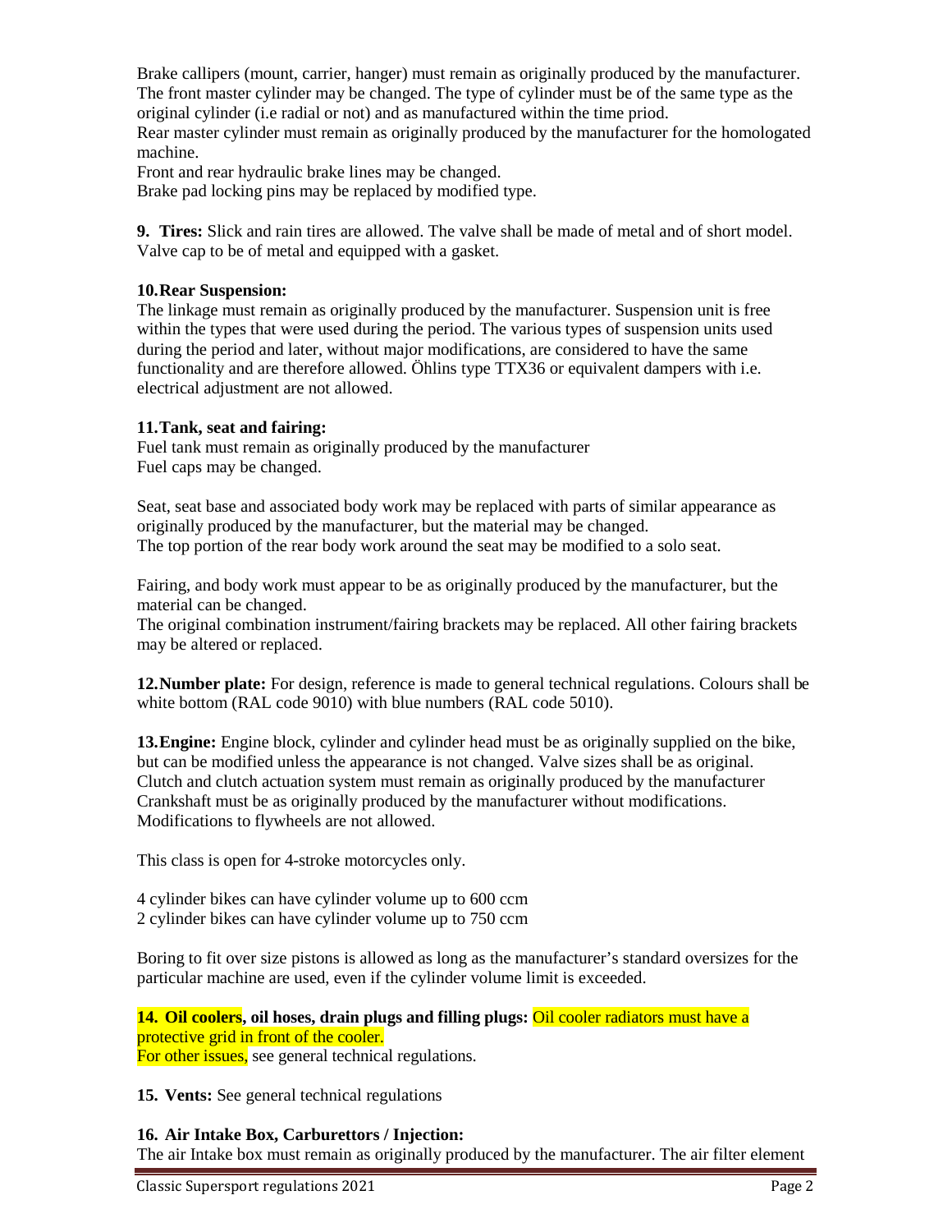Brake callipers (mount, carrier, hanger) must remain as originally produced by the manufacturer. The front master cylinder may be changed. The type of cylinder must be of the same type as the original cylinder (i.e radial or not) and as manufactured within the time priod.
Rear master cylinder must remain as originally produced by the manufacturer for the homologated machine.
Front and rear hydraulic brake lines may be changed.
Brake pad locking pins may be replaced by modified type.

**9. Tires:** Slick and rain tires are allowed. The valve shall be made of metal and of short model. Valve cap to be of metal and equipped with a gasket.

**10. Rear Suspension:**
The linkage must remain as originally produced by the manufacturer. Suspension unit is free within the types that were used during the period. The various types of suspension units used during the period and later, without major modifications, are considered to have the same functionality and are therefore allowed. Öhlins type TTX36 or equivalent dampers with i.e. electrical adjustment are not allowed.

**11. Tank, seat and fairing:**
Fuel tank must remain as originally produced by the manufacturer
Fuel caps may be changed.

Seat, seat base and associated body work may be replaced with parts of similar appearance as originally produced by the manufacturer, but the material may be changed.
The top portion of the rear body work around the seat may be modified to a solo seat.

Fairing, and body work must appear to be as originally produced by the manufacturer, but the material can be changed.
The original combination instrument/fairing brackets may be replaced. All other fairing brackets may be altered or replaced.

**12. Number plate:** For design, reference is made to general technical regulations. Colours shall be white bottom (RAL code 9010) with blue numbers (RAL code 5010).

**13. Engine:** Engine block, cylinder and cylinder head must be as originally supplied on the bike, but can be modified unless the appearance is not changed. Valve sizes shall be as original.
Clutch and clutch actuation system must remain as originally produced by the manufacturer
Crankshaft must be as originally produced by the manufacturer without modifications.
Modifications to flywheels are not allowed.

This class is open for 4-stroke motorcycles only.

4 cylinder bikes can have cylinder volume up to 600 ccm
2 cylinder bikes can have cylinder volume up to 750 ccm

Boring to fit over size pistons is allowed as long as the manufacturer's standard oversizes for the particular machine are used, even if the cylinder volume limit is exceeded.

**14. Oil coolers, oil hoses, drain plugs and filling plugs:** Oil cooler radiators must have a protective grid in front of the cooler.
For other issues, see general technical regulations.

**15. Vents:** See general technical regulations

**16. Air Intake Box, Carburettors / Injection:**
The air Intake box must remain as originally produced by the manufacturer. The air filter element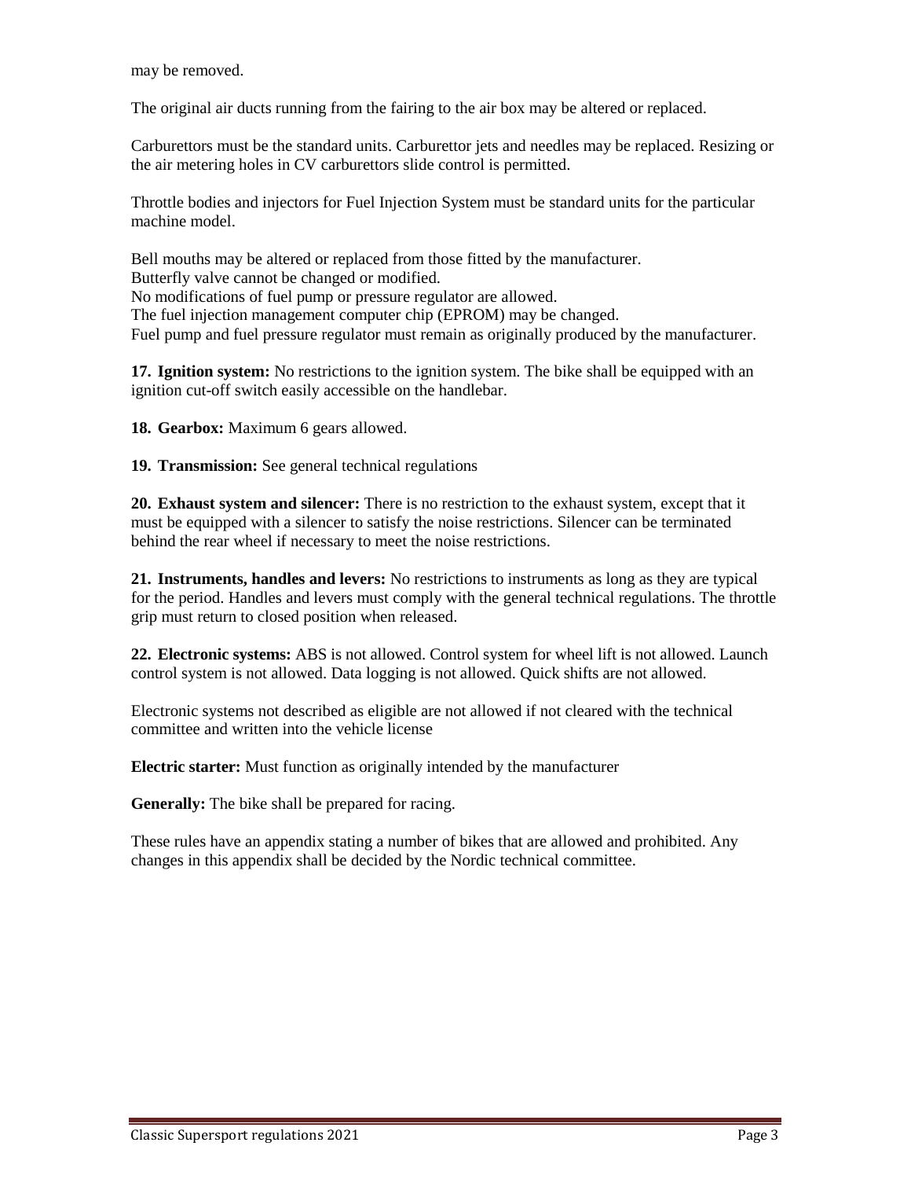may be removed.

The original air ducts running from the fairing to the air box may be altered or replaced.

Carburettors must be the standard units. Carburettor jets and needles may be replaced. Resizing or the air metering holes in CV carburettors slide control is permitted.

Throttle bodies and injectors for Fuel Injection System must be standard units for the particular machine model.

Bell mouths may be altered or replaced from those fitted by the manufacturer.
Butterfly valve cannot be changed or modified.
No modifications of fuel pump or pressure regulator are allowed.
The fuel injection management computer chip (EPROM) may be changed.
Fuel pump and fuel pressure regulator must remain as originally produced by the manufacturer.

**17. Ignition system:** No restrictions to the ignition system. The bike shall be equipped with an ignition cut-off switch easily accessible on the handlebar.

**18. Gearbox:** Maximum 6 gears allowed.

**19. Transmission:** See general technical regulations

**20. Exhaust system and silencer:** There is no restriction to the exhaust system, except that it must be equipped with a silencer to satisfy the noise restrictions. Silencer can be terminated behind the rear wheel if necessary to meet the noise restrictions.

**21. Instruments, handles and levers:** No restrictions to instruments as long as they are typical for the period. Handles and levers must comply with the general technical regulations. The throttle grip must return to closed position when released.

**22. Electronic systems:** ABS is not allowed. Control system for wheel lift is not allowed. Launch control system is not allowed. Data logging is not allowed. Quick shifts are not allowed.

Electronic systems not described as eligible are not allowed if not cleared with the technical committee and written into the vehicle license

**Electric starter:** Must function as originally intended by the manufacturer

**Generally:** The bike shall be prepared for racing.

These rules have an appendix stating a number of bikes that are allowed and prohibited. Any changes in this appendix shall be decided by the Nordic technical committee.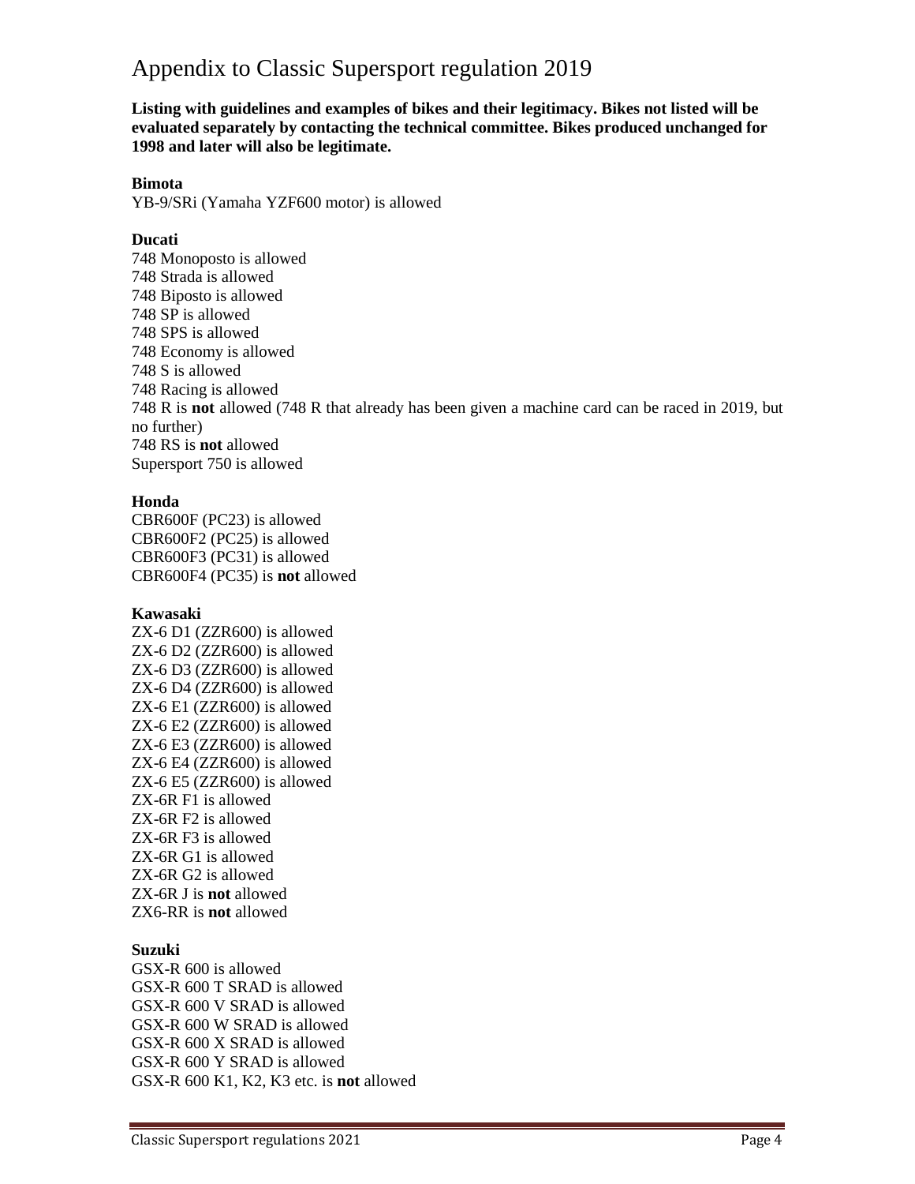# Appendix to Classic Supersport regulation 2019

**Listing with guidelines and examples of bikes and their legitimacy. Bikes not listed will be evaluated separately by contacting the technical committee. Bikes produced unchanged for 1998 and later will also be legitimate.**

**Bimota**

YB-9/SRi (Yamaha YZF600 motor) is allowed

**Ducati**

748 Monoposto is allowed
748 Strada is allowed
748 Biposto is allowed
748 SP is allowed
748 SPS is allowed
748 Economy is allowed
748 S is allowed
748 Racing is allowed
748 R is **not** allowed (748 R that already has been given a machine card can be raced in 2019, but no further)
748 RS is **not** allowed
Supersport 750 is allowed

**Honda**

CBR600F (PC23) is allowed
CBR600F2 (PC25) is allowed
CBR600F3 (PC31) is allowed
CBR600F4 (PC35) is **not** allowed

**Kawasaki**

ZX-6 D1 (ZZR600) is allowed
ZX-6 D2 (ZZR600) is allowed
ZX-6 D3 (ZZR600) is allowed
ZX-6 D4 (ZZR600) is allowed
ZX-6 E1 (ZZR600) is allowed
ZX-6 E2 (ZZR600) is allowed
ZX-6 E3 (ZZR600) is allowed
ZX-6 E4 (ZZR600) is allowed
ZX-6 E5 (ZZR600) is allowed
ZX-6R F1 is allowed
ZX-6R F2 is allowed
ZX-6R F3 is allowed
ZX-6R G1 is allowed
ZX-6R G2 is allowed
ZX-6R J is **not** allowed
ZX6-RR is **not** allowed

**Suzuki**

GSX-R 600 is allowed
GSX-R 600 T SRAD is allowed
GSX-R 600 V SRAD is allowed
GSX-R 600 W SRAD is allowed
GSX-R 600 X SRAD is allowed
GSX-R 600 Y SRAD is allowed
GSX-R 600 K1, K2, K3 etc. is **not** allowed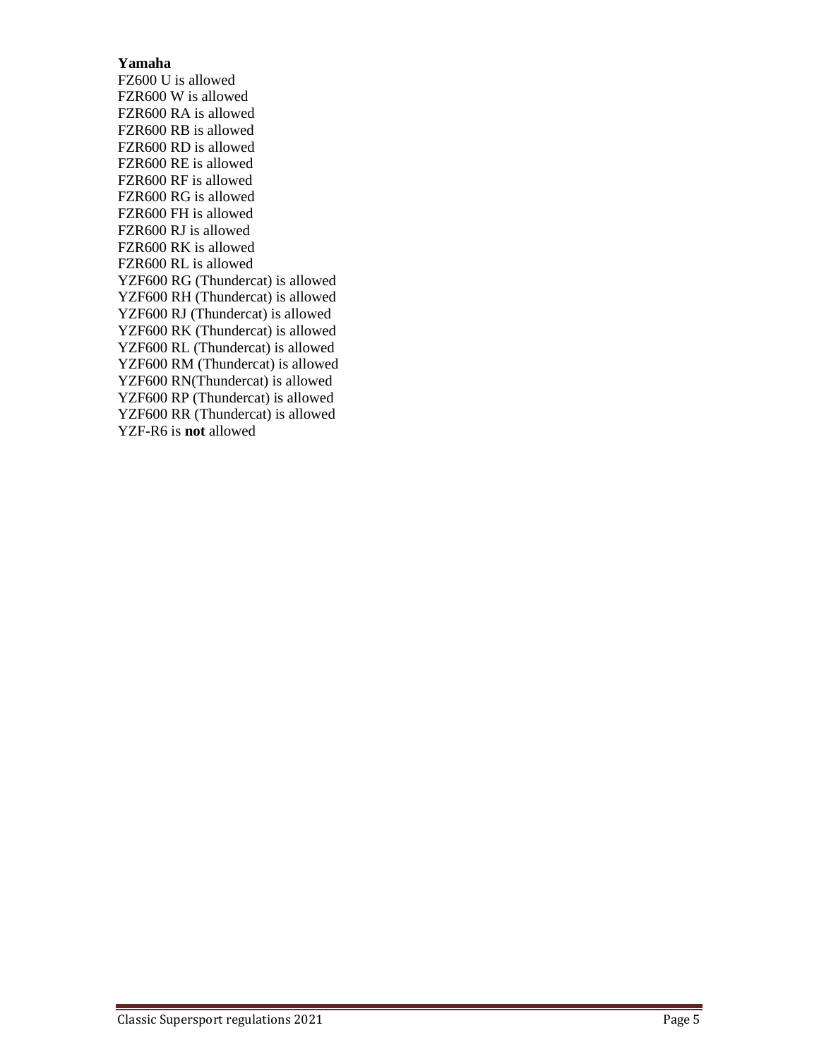**Yamaha**

FZ600 U is allowed  
FZR600 W is allowed  
FZR600 RA is allowed  
FZR600 RB is allowed  
FZR600 RD is allowed  
FZR600 RE is allowed  
FZR600 RF is allowed  
FZR600 RG is allowed  
FZR600 FH is allowed  
FZR600 RJ is allowed  
FZR600 RK is allowed  
FZR600 RL is allowed  
YZF600 RG (Thundercat) is allowed  
YZF600 RH (Thundercat) is allowed  
YZF600 RJ (Thundercat) is allowed  
YZF600 RK (Thundercat) is allowed  
YZF600 RL (Thundercat) is allowed  
YZF600 RM (Thundercat) is allowed  
YZF600 RN(Thundercat) is allowed  
YZF600 RP (Thundercat) is allowed  
YZF600 RR (Thundercat) is allowed  
YZF-R6 is **not** allowed